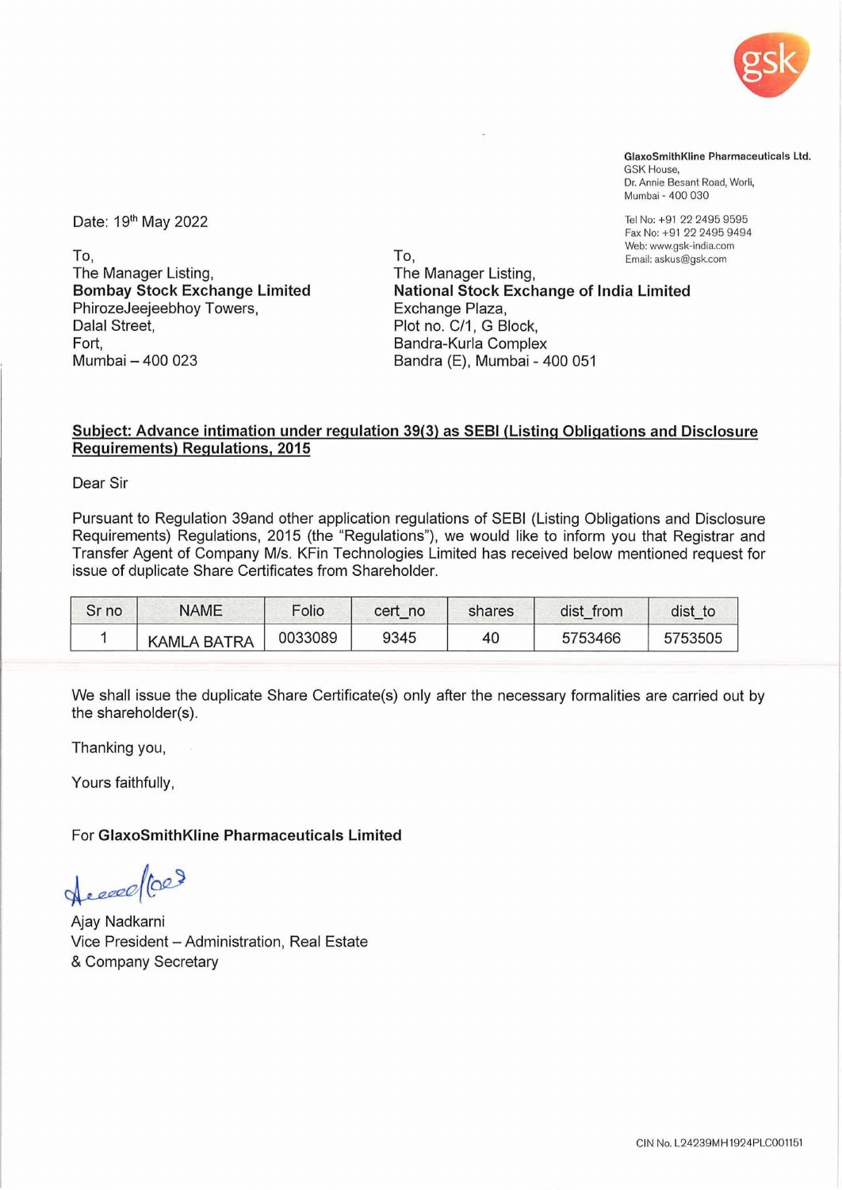GlaxoSmithKline Pharmaceuticals Ltd.
GSK House,
Dr. Annie Besant Road, Worli,
Mumbai - 400 030

Tel No: +91 22 2495 9595
Fax No: +91 22 2495 9494
Web: www.gsk-india.com
Email: askus@gsk.com

Date: 19th May 2022

To,
The Manager Listing,
**Bombay Stock Exchange Limited**
PhirozeJeejeebhoy Towers,
Dalal Street,
Fort,
Mumbai – 400 023

To,
The Manager Listing,
**National Stock Exchange of India Limited**
Exchange Plaza,
Plot no. C/1, G Block,
Bandra-Kurla Complex
Bandra (E), Mumbai - 400 051

**Subject: Advance intimation under regulation 39(3) as SEBI (Listing Obligations and Disclosure Requirements) Regulations, 2015**

Dear Sir

Pursuant to Regulation 39and other application regulations of SEBI (Listing Obligations and Disclosure Requirements) Regulations, 2015 (the "Regulations"), we would like to inform you that Registrar and Transfer Agent of Company M/s. KFin Technologies Limited has received below mentioned request for issue of duplicate Share Certificates from Shareholder.

| Sr no | NAME | Folio | cert_no | shares | dist_from | dist_to |
|---|---|---|---|---|---|---|
| 1 | KAMLA BATRA | 0033089 | 9345 | 40 | 5753466 | 5753505 |

We shall issue the duplicate Share Certificate(s) only after the necessary formalities are carried out by the shareholder(s).

Thanking you,

Yours faithfully,

For **GlaxoSmithKline Pharmaceuticals Limited**

Ajay Nadkarni
Vice President – Administration, Real Estate
& Company Secretary

CIN No. L24239MH1924PLC001151